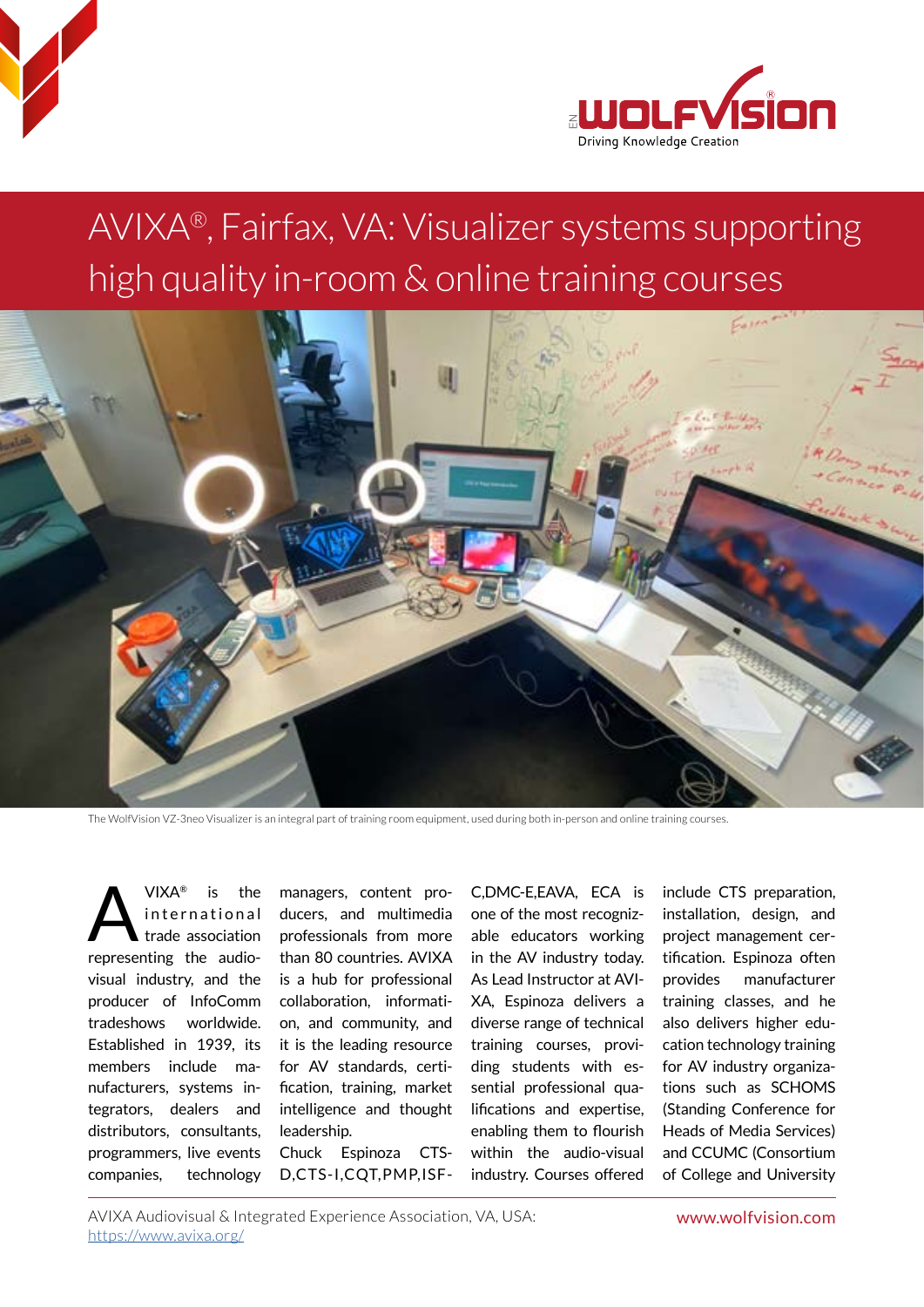# AVIXA®, Fairfax, VA: Visualizer systems supporting high quality in-room & online training courses

The WolfVision VZ-3neo Visualizer is an integral part of training room equipment, used during both in-person and online training courses.

AVIXA® is the international trade association representing the audio-visual industry, and the producer of InfoComm tradeshows worldwide. Established in 1939, its members include manufacturers, systems integrators, dealers and distributors, consultants, programmers, live events companies, technology managers, content producers, and multimedia professionals from more than 80 countries. AVIXA is a hub for professional collaboration, information, and community, and it is the leading resource for AV standards, certification, training, market intelligence and thought leadership.

Chuck Espinoza CTS-D,CTS-I,CQT,PMP,ISF-C,DMC-E,EAVA, ECA is one of the most recognizable educators working in the AV industry today. As Lead Instructor at AVIXA, Espinoza delivers a diverse range of technical training courses, providing students with essential professional qualifications and expertise, enabling them to flourish within the audio-visual industry. Courses offered include CTS preparation, installation, design, and project management certification. Espinoza often provides manufacturer training classes, and he also delivers higher education technology training for AV industry organizations such as SCHOMS (Standing Conference for Heads of Media Services) and CCUMC (Consortium of College and University

AVIXA Audiovisual & Integrated Experience Association, VA, USA: https://www.avixa.org/

www.wolfvision.com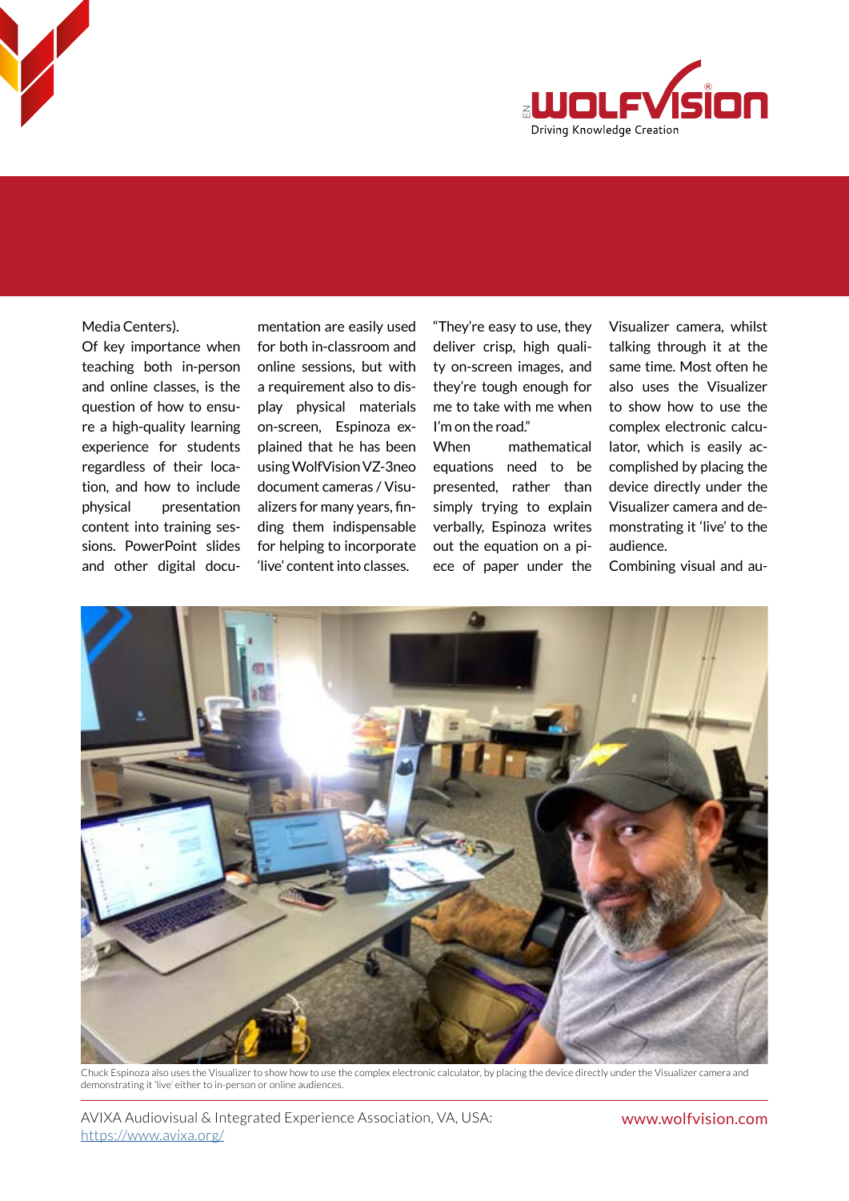Media Centers).

Of key importance when teaching both in-person and online classes, is the question of how to ensure a high-quality learning experience for students regardless of their location, and how to include physical presentation content into training sessions. PowerPoint slides and other digital documentation are easily used for both in-classroom and online sessions, but with a requirement also to display physical materials on-screen, Espinoza explained that he has been using WolfVision VZ-3neo document cameras / Visualizers for many years, finding them indispensable for helping to incorporate 'live' content into classes. "They're easy to use, they deliver crisp, high quality on-screen images, and they're tough enough for me to take with me when I'm on the road."

When mathematical equations need to be presented, rather than simply trying to explain verbally, Espinoza writes out the equation on a piece of paper under the Visualizer camera, whilst talking through it at the same time. Most often he also uses the Visualizer to show how to use the complex electronic calculator, which is easily accomplished by placing the device directly under the Visualizer camera and demonstrating it 'live' to the audience.

Combining visual and au-

Chuck Espinoza also uses the Visualizer to show how to use the complex electronic calculator, by placing the device directly under the Visualizer camera and demonstrating it 'live' either to in-person or online audiences.

AVIXA Audiovisual & Integrated Experience Association, VA, USA: https://www.avixa.org/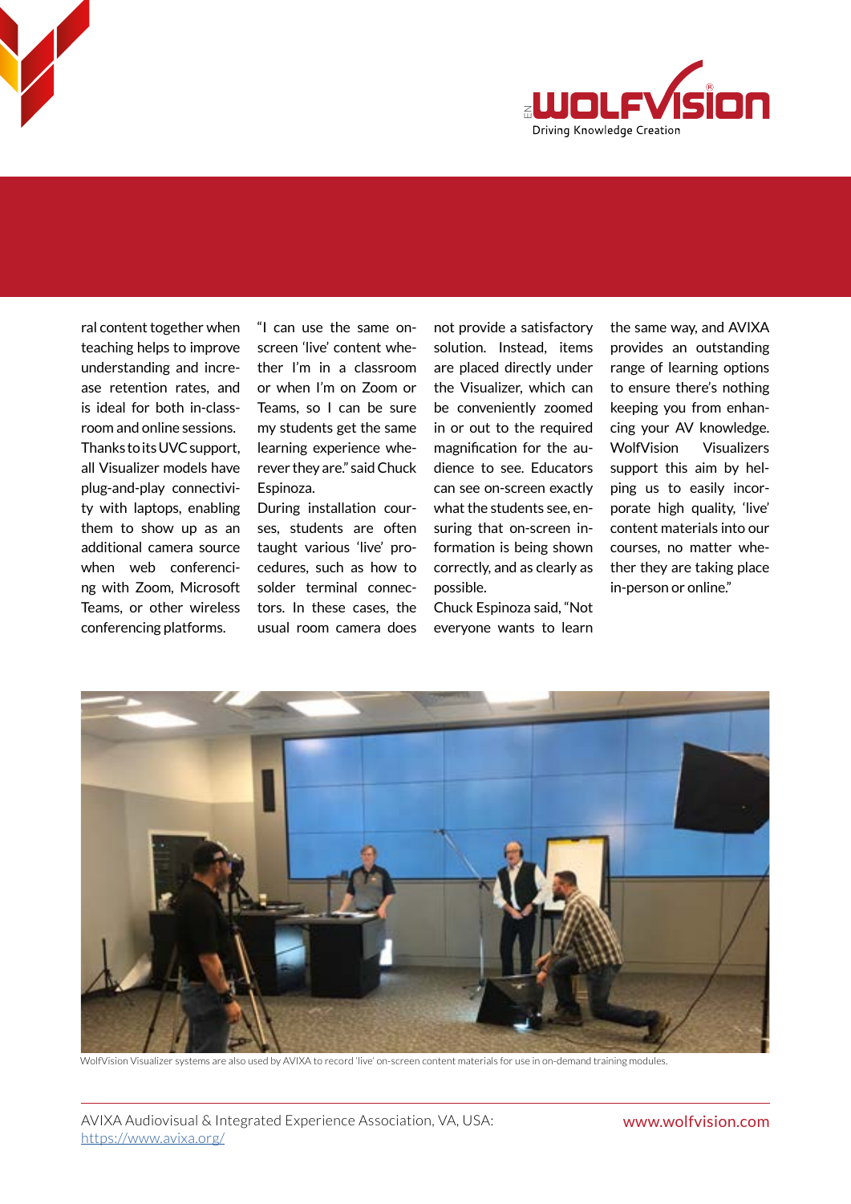ral content together when teaching helps to improve understanding and increase retention rates, and is ideal for both in-classroom and online sessions. Thanks to its UVC support, all Visualizer models have plug-and-play connectivity with laptops, enabling them to show up as an additional camera source when web conferencing with Zoom, Microsoft Teams, or other wireless conferencing platforms.

"I can use the same on-screen 'live' content whether I'm in a classroom or when I'm on Zoom or Teams, so I can be sure my students get the same learning experience wherever they are." said Chuck Espinoza.

During installation courses, students are often taught various 'live' procedures, such as how to solder terminal connectors. In these cases, the usual room camera does not provide a satisfactory solution. Instead, items are placed directly under the Visualizer, which can be conveniently zoomed in or out to the required magnification for the audience to see. Educators can see on-screen exactly what the students see, ensuring that on-screen information is being shown correctly, and as clearly as possible.

Chuck Espinoza said, "Not everyone wants to learn the same way, and AVIXA provides an outstanding range of learning options to ensure there's nothing keeping you from enhancing your AV knowledge. WolfVision Visualizers support this aim by helping us to easily incorporate high quality, 'live' content materials into our courses, no matter whether they are taking place in-person or online."

WolfVision Visualizer systems are also used by AVIXA to record 'live' on-screen content materials for use in on-demand training modules.

AVIXA Audiovisual & Integrated Experience Association, VA, USA: https://www.avixa.org/

www.wolfvision.com